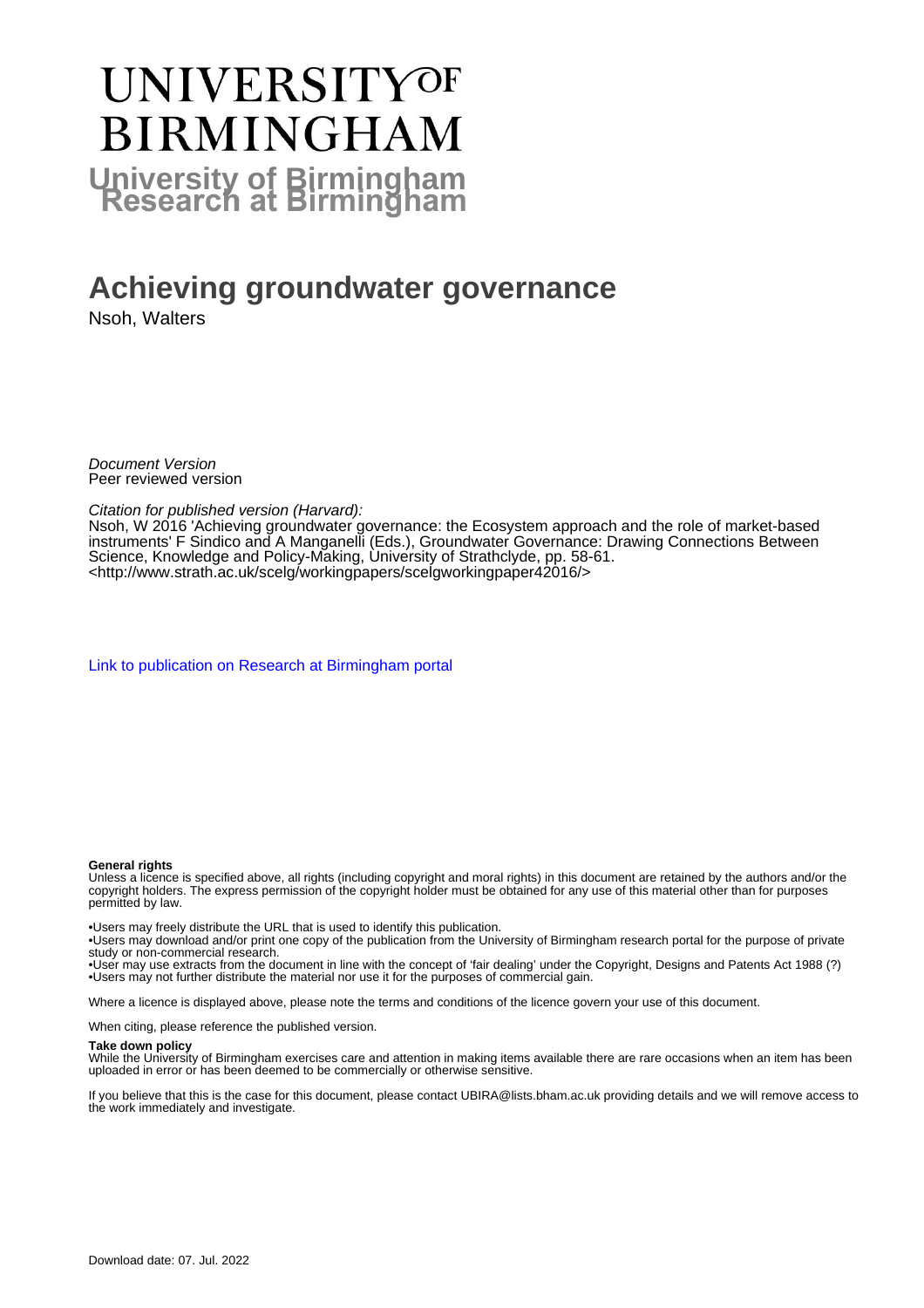# UNIVERSITY OF BIRMINGHAM

**University of Birmingham Research at Birmingham**

# Achieving groundwater governance

Nsoh, Walters

*Document Version*
Peer reviewed version

*Citation for published version (Harvard):*
Nsoh, W 2016 'Achieving groundwater governance: the Ecosystem approach and the role of market-based instruments' F Sindico and A Manganelli (Eds.), Groundwater Governance: Drawing Connections Between Science, Knowledge and Policy-Making, University of Strathclyde, pp. 58-61. <http://www.strath.ac.uk/scelg/workingpapers/scelgworkingpaper42016/>

Link to publication on Research at Birmingham portal

**General rights**
Unless a licence is specified above, all rights (including copyright and moral rights) in this document are retained by the authors and/or the copyright holders. The express permission of the copyright holder must be obtained for any use of this material other than for purposes permitted by law.

•Users may freely distribute the URL that is used to identify this publication.
•Users may download and/or print one copy of the publication from the University of Birmingham research portal for the purpose of private study or non-commercial research.
•User may use extracts from the document in line with the concept of 'fair dealing' under the Copyright, Designs and Patents Act 1988 (?)
•Users may not further distribute the material nor use it for the purposes of commercial gain.

Where a licence is displayed above, please note the terms and conditions of the licence govern your use of this document.

When citing, please reference the published version.

**Take down policy**
While the University of Birmingham exercises care and attention in making items available there are rare occasions when an item has been uploaded in error or has been deemed to be commercially or otherwise sensitive.

If you believe that this is the case for this document, please contact UBIRA@lists.bham.ac.uk providing details and we will remove access to the work immediately and investigate.

Download date: 07. Jul. 2022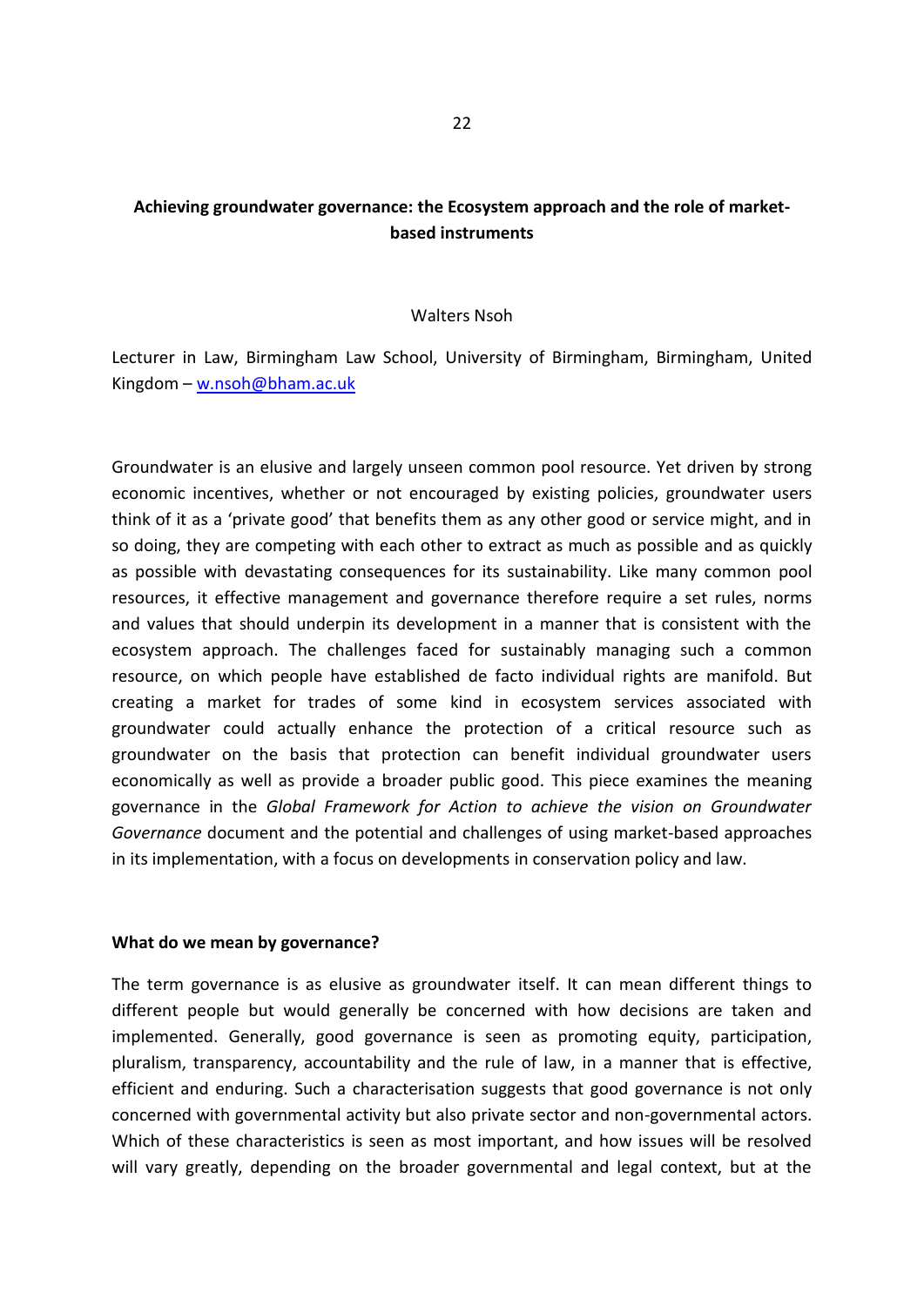**Achieving groundwater governance: the Ecosystem approach and the role of market-based instruments**

Walters Nsoh

Lecturer in Law, Birmingham Law School, University of Birmingham, Birmingham, United Kingdom – w.nsoh@bham.ac.uk

Groundwater is an elusive and largely unseen common pool resource. Yet driven by strong economic incentives, whether or not encouraged by existing policies, groundwater users think of it as a 'private good' that benefits them as any other good or service might, and in so doing, they are competing with each other to extract as much as possible and as quickly as possible with devastating consequences for its sustainability. Like many common pool resources, it effective management and governance therefore require a set rules, norms and values that should underpin its development in a manner that is consistent with the ecosystem approach. The challenges faced for sustainably managing such a common resource, on which people have established de facto individual rights are manifold. But creating a market for trades of some kind in ecosystem services associated with groundwater could actually enhance the protection of a critical resource such as groundwater on the basis that protection can benefit individual groundwater users economically as well as provide a broader public good. This piece examines the meaning governance in the *Global Framework for Action to achieve the vision on Groundwater Governance* document and the potential and challenges of using market-based approaches in its implementation, with a focus on developments in conservation policy and law.

**What do we mean by governance?**

The term governance is as elusive as groundwater itself. It can mean different things to different people but would generally be concerned with how decisions are taken and implemented. Generally, good governance is seen as promoting equity, participation, pluralism, transparency, accountability and the rule of law, in a manner that is effective, efficient and enduring. Such a characterisation suggests that good governance is not only concerned with governmental activity but also private sector and non-governmental actors. Which of these characteristics is seen as most important, and how issues will be resolved will vary greatly, depending on the broader governmental and legal context, but at the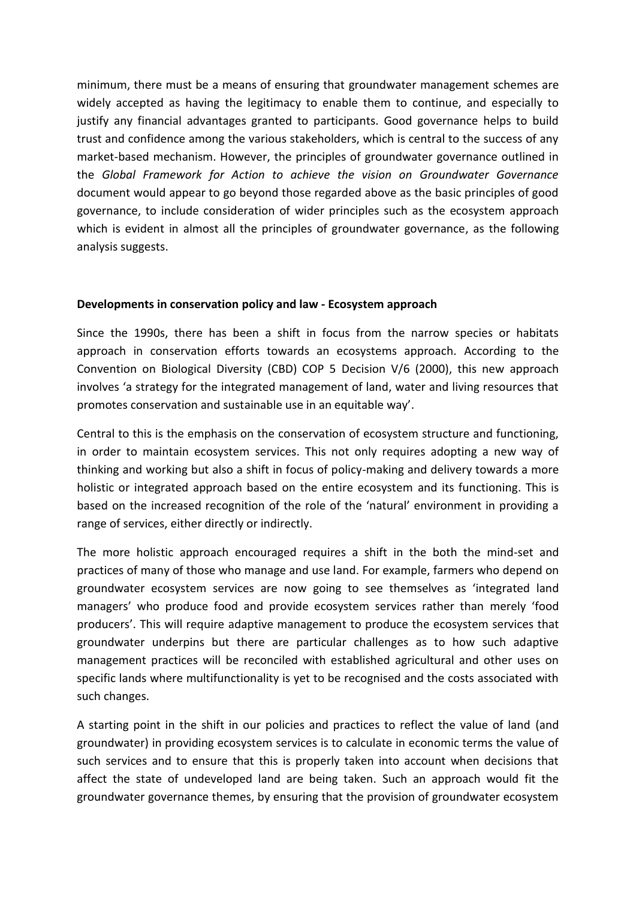minimum, there must be a means of ensuring that groundwater management schemes are widely accepted as having the legitimacy to enable them to continue, and especially to justify any financial advantages granted to participants. Good governance helps to build trust and confidence among the various stakeholders, which is central to the success of any market-based mechanism. However, the principles of groundwater governance outlined in the *Global Framework for Action to achieve the vision on Groundwater Governance* document would appear to go beyond those regarded above as the basic principles of good governance, to include consideration of wider principles such as the ecosystem approach which is evident in almost all the principles of groundwater governance, as the following analysis suggests.

**Developments in conservation policy and law - Ecosystem approach**

Since the 1990s, there has been a shift in focus from the narrow species or habitats approach in conservation efforts towards an ecosystems approach. According to the Convention on Biological Diversity (CBD) COP 5 Decision V/6 (2000), this new approach involves 'a strategy for the integrated management of land, water and living resources that promotes conservation and sustainable use in an equitable way'.

Central to this is the emphasis on the conservation of ecosystem structure and functioning, in order to maintain ecosystem services. This not only requires adopting a new way of thinking and working but also a shift in focus of policy-making and delivery towards a more holistic or integrated approach based on the entire ecosystem and its functioning. This is based on the increased recognition of the role of the 'natural' environment in providing a range of services, either directly or indirectly.

The more holistic approach encouraged requires a shift in the both the mind-set and practices of many of those who manage and use land. For example, farmers who depend on groundwater ecosystem services are now going to see themselves as 'integrated land managers' who produce food and provide ecosystem services rather than merely 'food producers'. This will require adaptive management to produce the ecosystem services that groundwater underpins but there are particular challenges as to how such adaptive management practices will be reconciled with established agricultural and other uses on specific lands where multifunctionality is yet to be recognised and the costs associated with such changes.

A starting point in the shift in our policies and practices to reflect the value of land (and groundwater) in providing ecosystem services is to calculate in economic terms the value of such services and to ensure that this is properly taken into account when decisions that affect the state of undeveloped land are being taken. Such an approach would fit the groundwater governance themes, by ensuring that the provision of groundwater ecosystem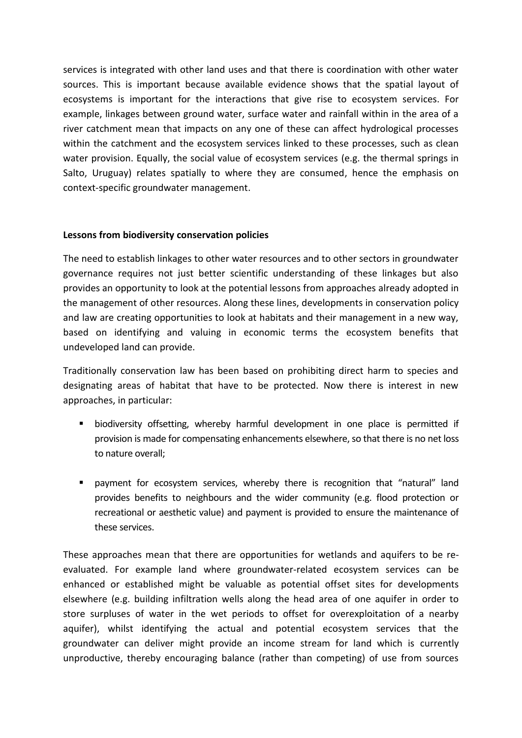services is integrated with other land uses and that there is coordination with other water sources. This is important because available evidence shows that the spatial layout of ecosystems is important for the interactions that give rise to ecosystem services. For example, linkages between ground water, surface water and rainfall within in the area of a river catchment mean that impacts on any one of these can affect hydrological processes within the catchment and the ecosystem services linked to these processes, such as clean water provision. Equally, the social value of ecosystem services (e.g. the thermal springs in Salto, Uruguay) relates spatially to where they are consumed, hence the emphasis on context-specific groundwater management.

**Lessons from biodiversity conservation policies**

The need to establish linkages to other water resources and to other sectors in groundwater governance requires not just better scientific understanding of these linkages but also provides an opportunity to look at the potential lessons from approaches already adopted in the management of other resources. Along these lines, developments in conservation policy and law are creating opportunities to look at habitats and their management in a new way, based on identifying and valuing in economic terms the ecosystem benefits that undeveloped land can provide.

Traditionally conservation law has been based on prohibiting direct harm to species and designating areas of habitat that have to be protected. Now there is interest in new approaches, in particular:

- biodiversity offsetting, whereby harmful development in one place is permitted if provision is made for compensating enhancements elsewhere, so that there is no net loss to nature overall;
- payment for ecosystem services, whereby there is recognition that "natural" land provides benefits to neighbours and the wider community (e.g. flood protection or recreational or aesthetic value) and payment is provided to ensure the maintenance of these services.

These approaches mean that there are opportunities for wetlands and aquifers to be re-evaluated. For example land where groundwater-related ecosystem services can be enhanced or established might be valuable as potential offset sites for developments elsewhere (e.g. building infiltration wells along the head area of one aquifer in order to store surpluses of water in the wet periods to offset for overexploitation of a nearby aquifer), whilst identifying the actual and potential ecosystem services that the groundwater can deliver might provide an income stream for land which is currently unproductive, thereby encouraging balance (rather than competing) of use from sources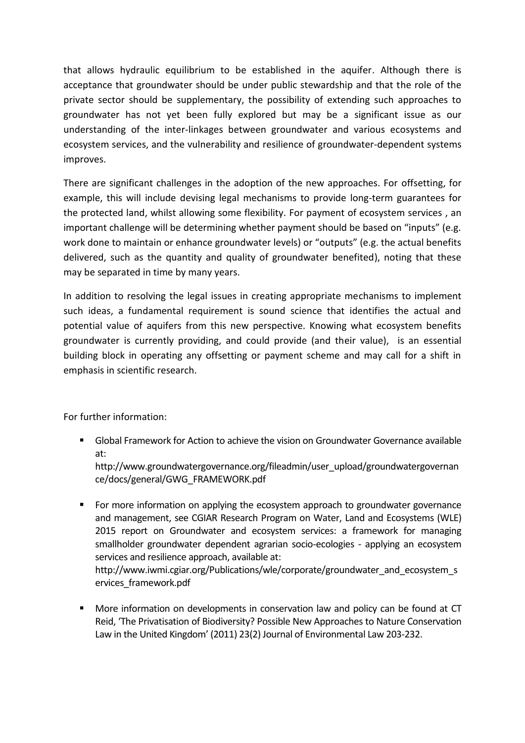that allows hydraulic equilibrium to be established in the aquifer. Although there is acceptance that groundwater should be under public stewardship and that the role of the private sector should be supplementary, the possibility of extending such approaches to groundwater has not yet been fully explored but may be a significant issue as our understanding of the inter-linkages between groundwater and various ecosystems and ecosystem services, and the vulnerability and resilience of groundwater-dependent systems improves.

There are significant challenges in the adoption of the new approaches. For offsetting, for example, this will include devising legal mechanisms to provide long-term guarantees for the protected land, whilst allowing some flexibility. For payment of ecosystem services , an important challenge will be determining whether payment should be based on "inputs" (e.g. work done to maintain or enhance groundwater levels) or "outputs" (e.g. the actual benefits delivered, such as the quantity and quality of groundwater benefited), noting that these may be separated in time by many years.

In addition to resolving the legal issues in creating appropriate mechanisms to implement such ideas, a fundamental requirement is sound science that identifies the actual and potential value of aquifers from this new perspective. Knowing what ecosystem benefits groundwater is currently providing, and could provide (and their value), is an essential building block in operating any offsetting or payment scheme and may call for a shift in emphasis in scientific research.

For further information:

- Global Framework for Action to achieve the vision on Groundwater Governance available at: http://www.groundwatergovernance.org/fileadmin/user_upload/groundwatergovernance/docs/general/GWG_FRAMEWORK.pdf
- For more information on applying the ecosystem approach to groundwater governance and management, see CGIAR Research Program on Water, Land and Ecosystems (WLE) 2015 report on Groundwater and ecosystem services: a framework for managing smallholder groundwater dependent agrarian socio-ecologies - applying an ecosystem services and resilience approach, available at: http://www.iwmi.cgiar.org/Publications/wle/corporate/groundwater_and_ecosystem_services_framework.pdf
- More information on developments in conservation law and policy can be found at CT Reid, 'The Privatisation of Biodiversity? Possible New Approaches to Nature Conservation Law in the United Kingdom' (2011) 23(2) Journal of Environmental Law 203-232.